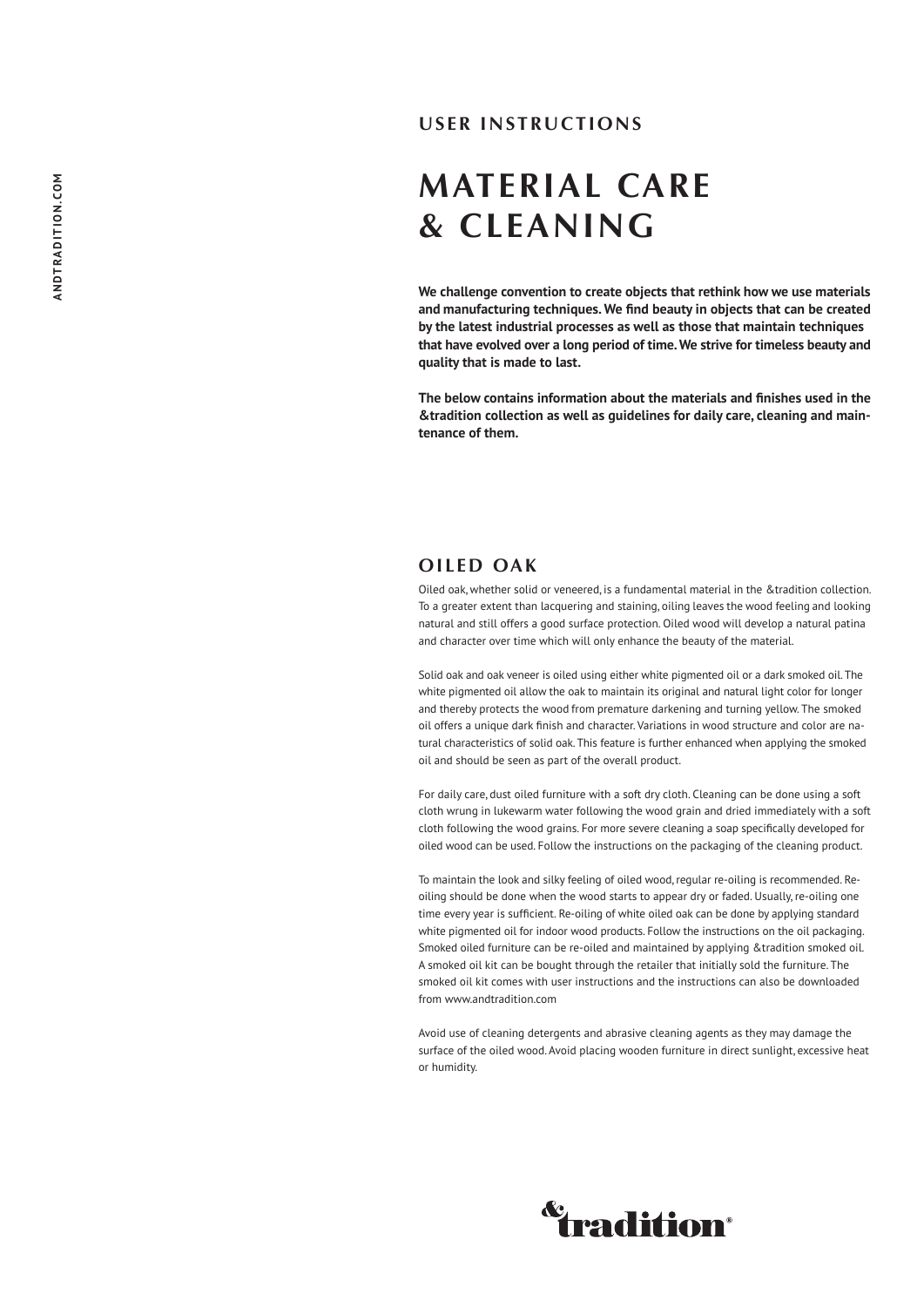USER INSTRUCTIONS

# MATERIAL CARE & CLEANING

**We challenge convention to create objects that rethink how we use materials and manufacturing techniques. We find beauty in objects that can be created by the latest industrial processes as well as those that maintain techniques that have evolved over a long period of time. We strive for timeless beauty and quality that is made to last.**

**The below contains information about the materials and finishes used in the &tradition collection as well as guidelines for daily care, cleaning and maintenance of them.**

## OILED OAK

Oiled oak, whether solid or veneered, is a fundamental material in the &tradition collection. To a greater extent than lacquering and staining, oiling leaves the wood feeling and looking natural and still offers a good surface protection. Oiled wood will develop a natural patina and character over time which will only enhance the beauty of the material.

Solid oak and oak veneer is oiled using either white pigmented oil or a dark smoked oil. The white pigmented oil allow the oak to maintain its original and natural light color for longer and thereby protects the wood from premature darkening and turning yellow. The smoked oil offers a unique dark finish and character. Variations in wood structure and color are natural characteristics of solid oak. This feature is further enhanced when applying the smoked oil and should be seen as part of the overall product.

For daily care, dust oiled furniture with a soft dry cloth. Cleaning can be done using a soft cloth wrung in lukewarm water following the wood grain and dried immediately with a soft cloth following the wood grains. For more severe cleaning a soap specifically developed for oiled wood can be used. Follow the instructions on the packaging of the cleaning product.

To maintain the look and silky feeling of oiled wood, regular re-oiling is recommended. Re-oiling should be done when the wood starts to appear dry or faded. Usually, re-oiling one time every year is sufficient. Re-oiling of white oiled oak can be done by applying standard white pigmented oil for indoor wood products. Follow the instructions on the oil packaging. Smoked oiled furniture can be re-oiled and maintained by applying &tradition smoked oil. A smoked oil kit can be bought through the retailer that initially sold the furniture. The smoked oil kit comes with user instructions and the instructions can also be downloaded from www.andtradition.com

Avoid use of cleaning detergents and abrasive cleaning agents as they may damage the surface of the oiled wood. Avoid placing wooden furniture in direct sunlight, excessive heat or humidity.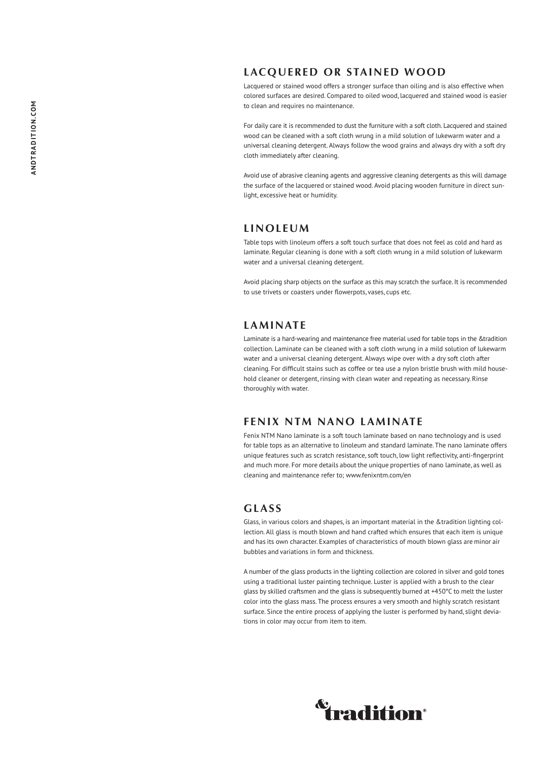## LACQUERED OR STAINED WOOD

Lacquered or stained wood offers a stronger surface than oiling and is also effective when colored surfaces are desired. Compared to oiled wood, lacquered and stained wood is easier to clean and requires no maintenance.

For daily care it is recommended to dust the furniture with a soft cloth. Lacquered and stained wood can be cleaned with a soft cloth wrung in a mild solution of lukewarm water and a universal cleaning detergent. Always follow the wood grains and always dry with a soft dry cloth immediately after cleaning.

Avoid use of abrasive cleaning agents and aggressive cleaning detergents as this will damage the surface of the lacquered or stained wood. Avoid placing wooden furniture in direct sunlight, excessive heat or humidity.

## LINOLEUM

Table tops with linoleum offers a soft touch surface that does not feel as cold and hard as laminate. Regular cleaning is done with a soft cloth wrung in a mild solution of lukewarm water and a universal cleaning detergent.

Avoid placing sharp objects on the surface as this may scratch the surface. It is recommended to use trivets or coasters under flowerpots, vases, cups etc.

## LAMINATE

Laminate is a hard-wearing and maintenance free material used for table tops in the &tradition collection. Laminate can be cleaned with a soft cloth wrung in a mild solution of lukewarm water and a universal cleaning detergent. Always wipe over with a dry soft cloth after cleaning. For difficult stains such as coffee or tea use a nylon bristle brush with mild household cleaner or detergent, rinsing with clean water and repeating as necessary. Rinse thoroughly with water.

## FENIX NTM NANO LAMINATE

Fenix NTM Nano laminate is a soft touch laminate based on nano technology and is used for table tops as an alternative to linoleum and standard laminate. The nano laminate offers unique features such as scratch resistance, soft touch, low light reflectivity, anti-fingerprint and much more. For more details about the unique properties of nano laminate, as well as cleaning and maintenance refer to; www.fenixntm.com/en

## GLASS

Glass, in various colors and shapes, is an important material in the &tradition lighting collection. All glass is mouth blown and hand crafted which ensures that each item is unique and has its own character. Examples of characteristics of mouth blown glass are minor air bubbles and variations in form and thickness.

A number of the glass products in the lighting collection are colored in silver and gold tones using a traditional luster painting technique. Luster is applied with a brush to the clear glass by skilled craftsmen and the glass is subsequently burned at +450°C to melt the luster color into the glass mass. The process ensures a very smooth and highly scratch resistant surface. Since the entire process of applying the luster is performed by hand, slight deviations in color may occur from item to item.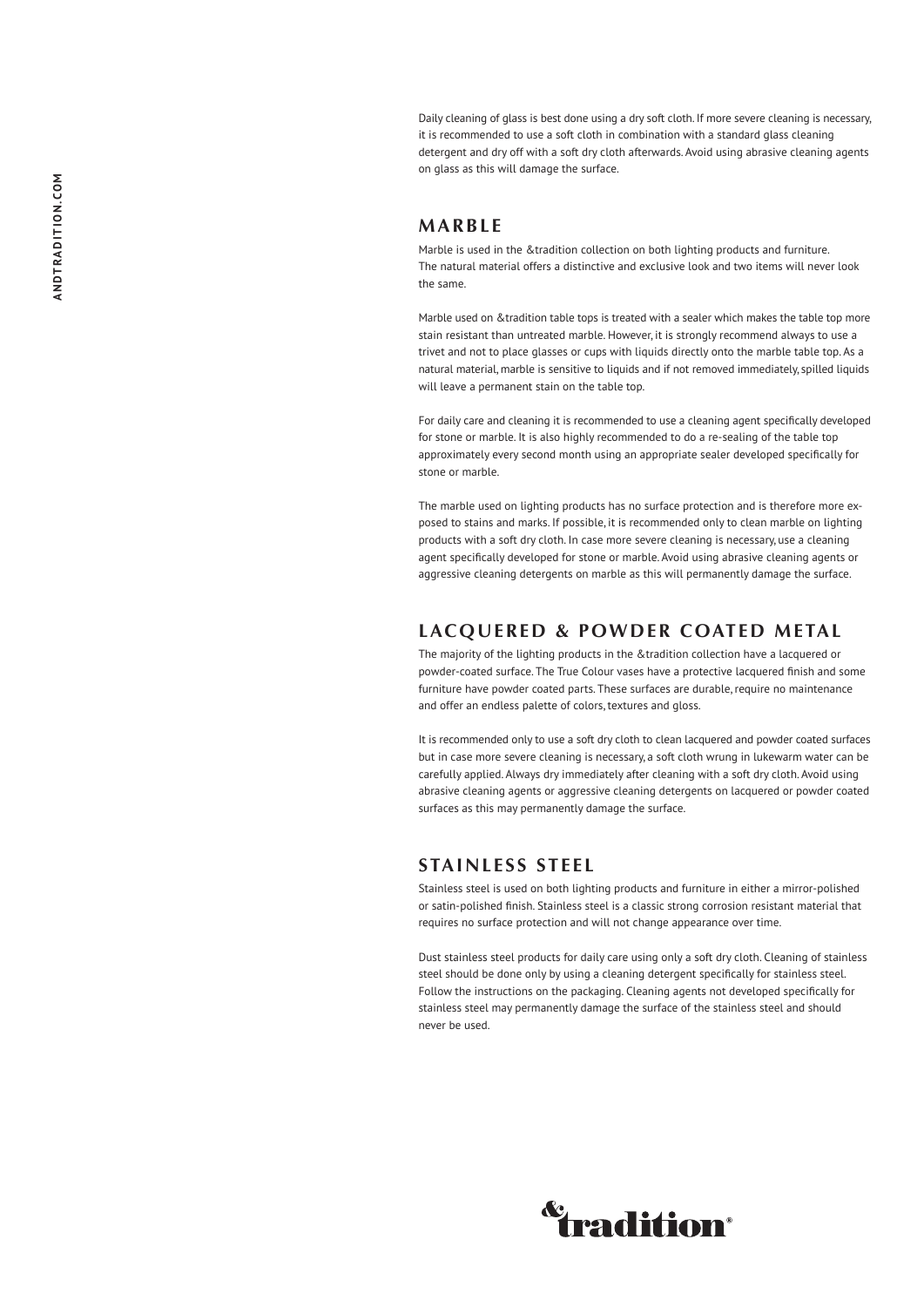Daily cleaning of glass is best done using a dry soft cloth. If more severe cleaning is necessary, it is recommended to use a soft cloth in combination with a standard glass cleaning detergent and dry off with a soft dry cloth afterwards. Avoid using abrasive cleaning agents on glass as this will damage the surface.

## MARBLE

Marble is used in the &tradition collection on both lighting products and furniture. The natural material offers a distinctive and exclusive look and two items will never look the same.

Marble used on &tradition table tops is treated with a sealer which makes the table top more stain resistant than untreated marble. However, it is strongly recommend always to use a trivet and not to place glasses or cups with liquids directly onto the marble table top. As a natural material, marble is sensitive to liquids and if not removed immediately, spilled liquids will leave a permanent stain on the table top.

For daily care and cleaning it is recommended to use a cleaning agent specifically developed for stone or marble. It is also highly recommended to do a re-sealing of the table top approximately every second month using an appropriate sealer developed specifically for stone or marble.

The marble used on lighting products has no surface protection and is therefore more exposed to stains and marks. If possible, it is recommended only to clean marble on lighting products with a soft dry cloth. In case more severe cleaning is necessary, use a cleaning agent specifically developed for stone or marble. Avoid using abrasive cleaning agents or aggressive cleaning detergents on marble as this will permanently damage the surface.

## LACQUERED & POWDER COATED METAL

The majority of the lighting products in the &tradition collection have a lacquered or powder-coated surface. The True Colour vases have a protective lacquered finish and some furniture have powder coated parts. These surfaces are durable, require no maintenance and offer an endless palette of colors, textures and gloss.

It is recommended only to use a soft dry cloth to clean lacquered and powder coated surfaces but in case more severe cleaning is necessary, a soft cloth wrung in lukewarm water can be carefully applied. Always dry immediately after cleaning with a soft dry cloth. Avoid using abrasive cleaning agents or aggressive cleaning detergents on lacquered or powder coated surfaces as this may permanently damage the surface.

## STAINLESS STEEL

Stainless steel is used on both lighting products and furniture in either a mirror-polished or satin-polished finish. Stainless steel is a classic strong corrosion resistant material that requires no surface protection and will not change appearance over time.

Dust stainless steel products for daily care using only a soft dry cloth. Cleaning of stainless steel should be done only by using a cleaning detergent specifically for stainless steel. Follow the instructions on the packaging. Cleaning agents not developed specifically for stainless steel may permanently damage the surface of the stainless steel and should never be used.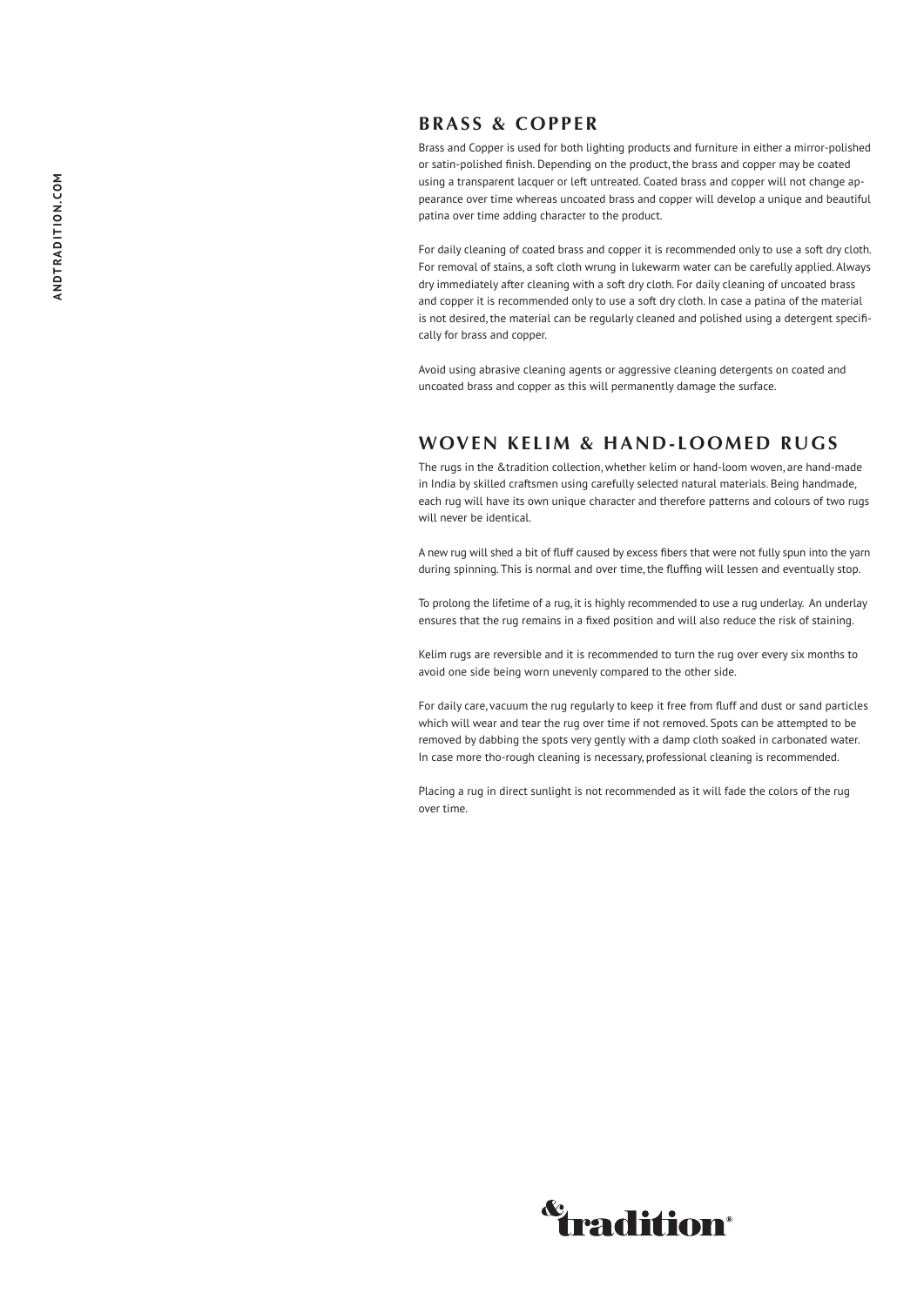## BRASS & COPPER

Brass and Copper is used for both lighting products and furniture in either a mirror-polished or satin-polished finish. Depending on the product, the brass and copper may be coated using a transparent lacquer or left untreated. Coated brass and copper will not change appearance over time whereas uncoated brass and copper will develop a unique and beautiful patina over time adding character to the product.

For daily cleaning of coated brass and copper it is recommended only to use a soft dry cloth. For removal of stains, a soft cloth wrung in lukewarm water can be carefully applied. Always dry immediately after cleaning with a soft dry cloth. For daily cleaning of uncoated brass and copper it is recommended only to use a soft dry cloth. In case a patina of the material is not desired, the material can be regularly cleaned and polished using a detergent specifically for brass and copper.

Avoid using abrasive cleaning agents or aggressive cleaning detergents on coated and uncoated brass and copper as this will permanently damage the surface.

## WOVEN KELIM & HAND-LOOMED RUGS

The rugs in the &tradition collection, whether kelim or hand-loom woven, are hand-made in India by skilled craftsmen using carefully selected natural materials. Being handmade, each rug will have its own unique character and therefore patterns and colours of two rugs will never be identical.

A new rug will shed a bit of fluff caused by excess fibers that were not fully spun into the yarn during spinning. This is normal and over time, the fluffing will lessen and eventually stop.

To prolong the lifetime of a rug, it is highly recommended to use a rug underlay. An underlay ensures that the rug remains in a fixed position and will also reduce the risk of staining.

Kelim rugs are reversible and it is recommended to turn the rug over every six months to avoid one side being worn unevenly compared to the other side.

For daily care, vacuum the rug regularly to keep it free from fluff and dust or sand particles which will wear and tear the rug over time if not removed. Spots can be attempted to be removed by dabbing the spots very gently with a damp cloth soaked in carbonated water. In case more tho-rough cleaning is necessary, professional cleaning is recommended.

Placing a rug in direct sunlight is not recommended as it will fade the colors of the rug over time.